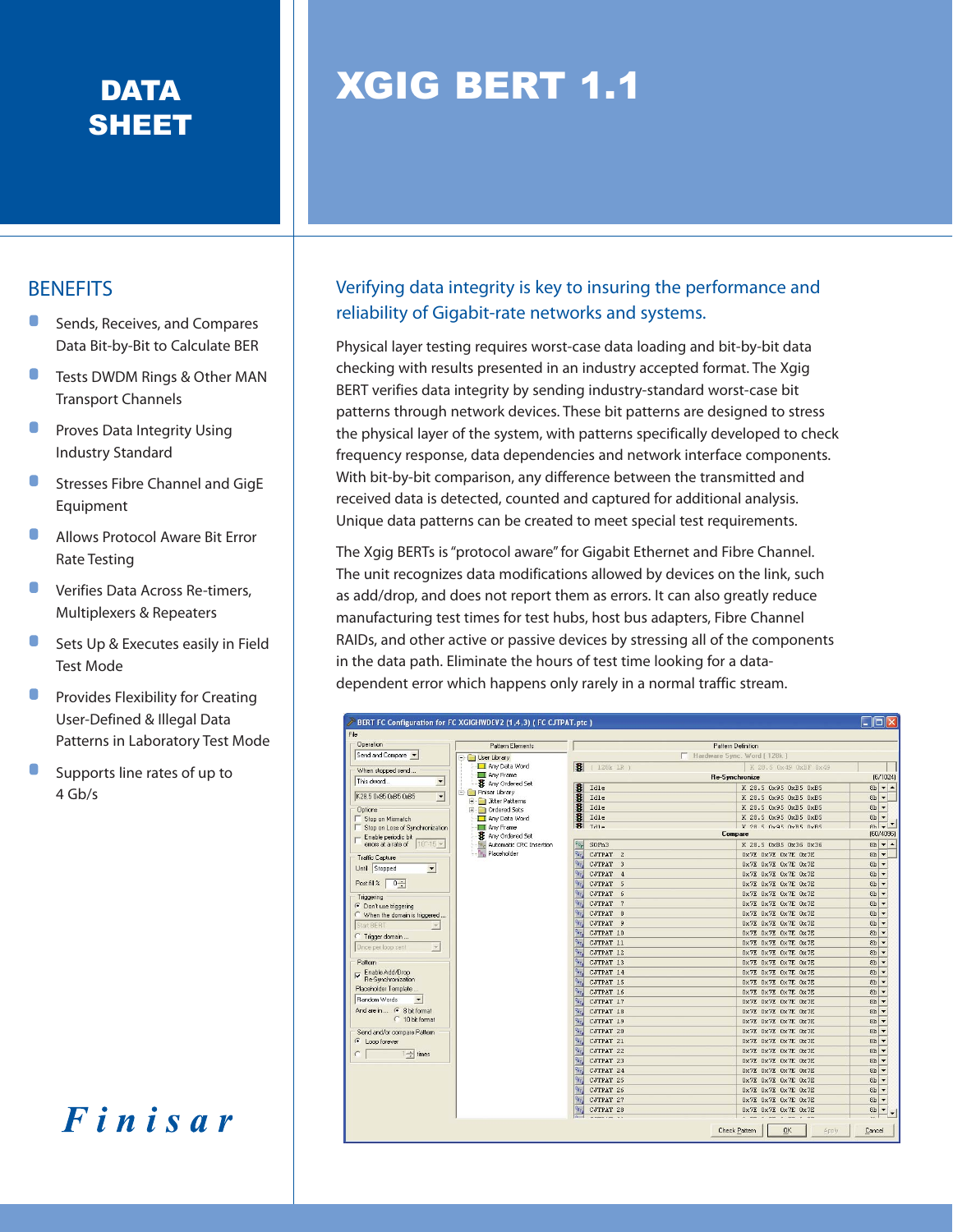DATA SHEET

# XGIG BERT 1.1

## BENEFITS

- Sends, Receives, and Compares Data Bit-by-Bit to Calculate BER
- Tests DWDM Rings & Other MAN Transport Channels
- Proves Data Integrity Using Industry Standard
- Stresses Fibre Channel and GigE Equipment
- Allows Protocol Aware Bit Error Rate Testing
- Verifies Data Across Re-timers, Multiplexers & Repeaters
- Sets Up & Executes easily in Field Test Mode
- Provides Flexibility for Creating User-Defined & Illegal Data Patterns in Laboratory Test Mode
- Supports line rates of up to 4 Gb/s

Finisar

### Verifying data integrity is key to insuring the performance and reliability of Gigabit-rate networks and systems.

Physical layer testing requires worst-case data loading and bit-by-bit data checking with results presented in an industry accepted format. The Xgig BERT verifies data integrity by sending industry-standard worst-case bit patterns through network devices. These bit patterns are designed to stress the physical layer of the system, with patterns specifically developed to check frequency response, data dependencies and network interface components. With bit-by-bit comparison, any difference between the transmitted and received data is detected, counted and captured for additional analysis. Unique data patterns can be created to meet special test requirements.

The Xgig BERTs is "protocol aware" for Gigabit Ethernet and Fibre Channel. The unit recognizes data modifications allowed by devices on the link, such as add/drop, and does not report them as errors. It can also greatly reduce manufacturing test times for test hubs, host bus adapters, Fibre Channel RAIDs, and other active or passive devices by stressing all of the components in the data path. Eliminate the hours of test time looking for a data-dependent error which happens only rarely in a normal traffic stream.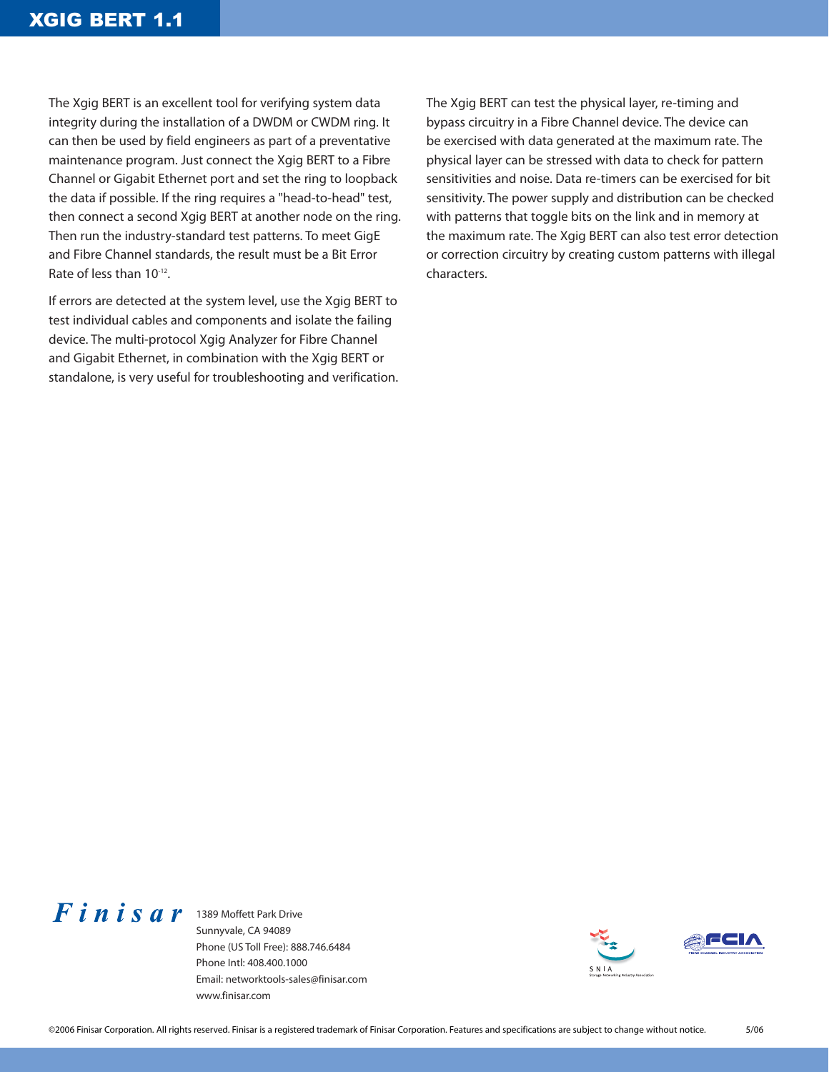The Xgig BERT is an excellent tool for verifying system data integrity during the installation of a DWDM or CWDM ring. It can then be used by field engineers as part of a preventative maintenance program. Just connect the Xgig BERT to a Fibre Channel or Gigabit Ethernet port and set the ring to loopback the data if possible. If the ring requires a "head-to-head" test, then connect a second Xgig BERT at another node on the ring. Then run the industry-standard test patterns. To meet GigE and Fibre Channel standards, the result must be a Bit Error Rate of less than $10^{-12}$.

If errors are detected at the system level, use the Xgig BERT to test individual cables and components and isolate the failing device. The multi-protocol Xgig Analyzer for Fibre Channel and Gigabit Ethernet, in combination with the Xgig BERT or standalone, is very useful for troubleshooting and verification.

The Xgig BERT can test the physical layer, re-timing and bypass circuitry in a Fibre Channel device. The device can be exercised with data generated at the maximum rate. The physical layer can be stressed with data to check for pattern sensitivities and noise. Data re-timers can be exercised for bit sensitivity. The power supply and distribution can be checked with patterns that toggle bits on the link and in memory at the maximum rate. The Xgig BERT can also test error detection or correction circuitry by creating custom patterns with illegal characters.

**Finisar**

1389 Moffett Park Drive
Sunnyvale, CA 94089
Phone (US Toll Free): 888.746.6484
Phone Intl: 408.400.1000
Email: networktools-sales@finisar.com
www.finisar.com

©2006 Finisar Corporation. All rights reserved. Finisar is a registered trademark of Finisar Corporation. Features and specifications are subject to change without notice. 5/06